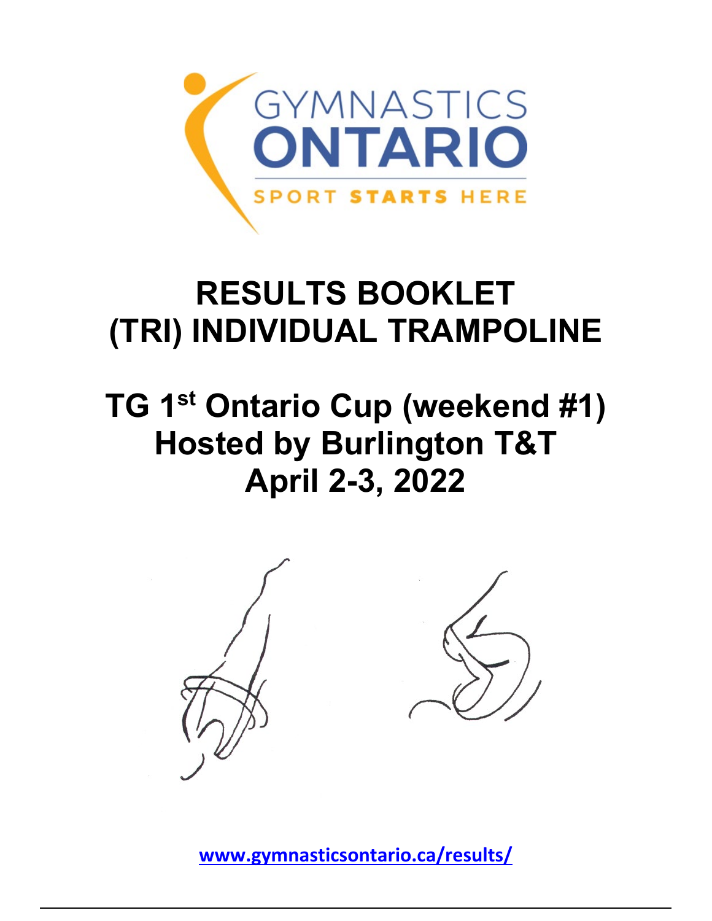GYMNASTICS
ONTARIO
SPORT STARTS HERE

# RESULTS BOOKLET
# (TRI) INDIVIDUAL TRAMPOLINE

## TG 1st Ontario Cup (weekend #1)
## Hosted by Burlington T&T
## April 2-3, 2022

[www.gymnasticsontario.ca/results/](http://www.gymnasticsontario.ca/results/)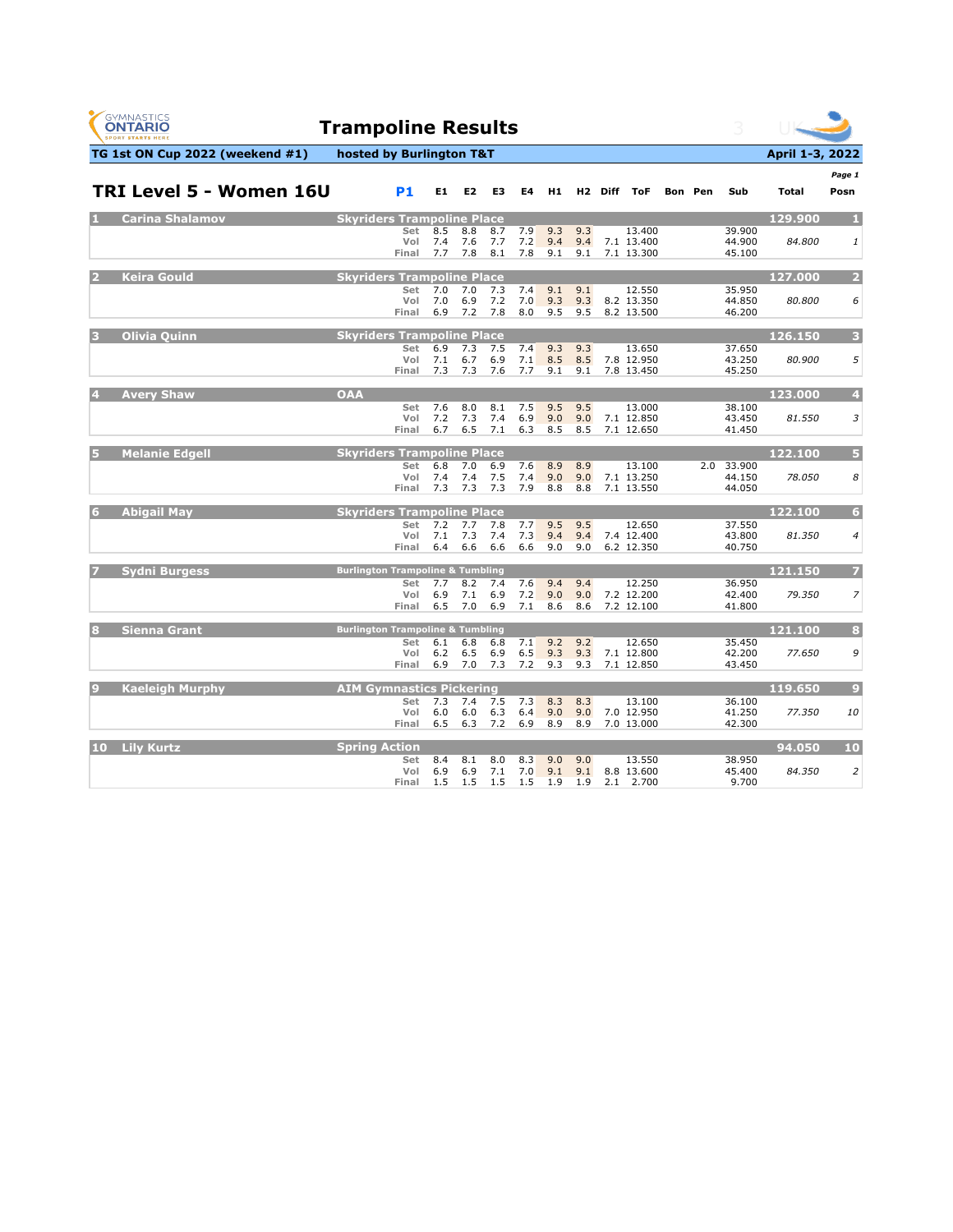# Trampoline Results

**TG 1st ON Cup 2022 (weekend #1)** — **hosted by Burlington T&T** — **April 1-3, 2022**

## TRI Level 5 - Women 16U

**P1**

| # | Name | Club | Routine | E1 | E2 | E3 | E4 | H1 | H2 | Diff | ToF | Bon | Pen | Sub | Total | Posn |
|---|---|---|---|---|---|---|---|---|---|---|---|---|---|---|---|---|
| 1 | Carina Shalamov | Skyriders Trampoline Place | | | | | | | | | | | | | 129.900 | 1 |
| | | | Set | 8.5 | 8.8 | 8.7 | 7.9 | 9.3 | 9.3 | | 13.400 | | | 39.900 | | |
| | | | Vol | 7.4 | 7.6 | 7.7 | 7.2 | 9.4 | 9.4 | 7.1 | 13.400 | | | 44.900 | *84.800* | *1* |
| | | | Final | 7.7 | 7.8 | 8.1 | 7.8 | 9.1 | 9.1 | 7.1 | 13.300 | | | 45.100 | | |
| 2 | Keira Gould | Skyriders Trampoline Place | | | | | | | | | | | | | 127.000 | 2 |
| | | | Set | 7.0 | 7.0 | 7.3 | 7.4 | 9.1 | 9.1 | | 12.550 | | | 35.950 | | |
| | | | Vol | 7.0 | 6.9 | 7.2 | 7.0 | 9.3 | 9.3 | 8.2 | 13.350 | | | 44.850 | *80.800* | *6* |
| | | | Final | 6.9 | 7.2 | 7.8 | 8.0 | 9.5 | 9.5 | 8.2 | 13.500 | | | 46.200 | | |
| 3 | Olivia Quinn | Skyriders Trampoline Place | | | | | | | | | | | | | 126.150 | 3 |
| | | | Set | 6.9 | 7.3 | 7.5 | 7.4 | 9.3 | 9.3 | | 13.650 | | | 37.650 | | |
| | | | Vol | 7.1 | 6.7 | 6.9 | 7.1 | 8.5 | 8.5 | 7.8 | 12.950 | | | 43.250 | *80.900* | *5* |
| | | | Final | 7.3 | 7.3 | 7.6 | 7.7 | 9.1 | 9.1 | 7.8 | 13.450 | | | 45.250 | | |
| 4 | Avery Shaw | OAA | | | | | | | | | | | | | 123.000 | 4 |
| | | | Set | 7.6 | 8.0 | 8.1 | 7.5 | 9.5 | 9.5 | | 13.000 | | | 38.100 | | |
| | | | Vol | 7.2 | 7.3 | 7.4 | 6.9 | 9.0 | 9.0 | 7.1 | 12.850 | | | 43.450 | *81.550* | *3* |
| | | | Final | 6.7 | 6.5 | 7.1 | 6.3 | 8.5 | 8.5 | 7.1 | 12.650 | | | 41.450 | | |
| 5 | Melanie Edgell | Skyriders Trampoline Place | | | | | | | | | | | | | 122.100 | 5 |
| | | | Set | 6.8 | 7.0 | 6.9 | 7.6 | 8.9 | 8.9 | | 13.100 | | 2.0 | 33.900 | | |
| | | | Vol | 7.4 | 7.4 | 7.5 | 7.4 | 9.0 | 9.0 | 7.1 | 13.250 | | | 44.150 | *78.050* | *8* |
| | | | Final | 7.3 | 7.3 | 7.3 | 7.9 | 8.8 | 8.8 | 7.1 | 13.550 | | | 44.050 | | |
| 6 | Abigail May | Skyriders Trampoline Place | | | | | | | | | | | | | 122.100 | 6 |
| | | | Set | 7.2 | 7.7 | 7.8 | 7.7 | 9.5 | 9.5 | | 12.650 | | | 37.550 | | |
| | | | Vol | 7.1 | 7.3 | 7.4 | 7.3 | 9.4 | 9.4 | 7.4 | 12.400 | | | 43.800 | *81.350* | *4* |
| | | | Final | 6.4 | 6.6 | 6.6 | 6.6 | 9.0 | 9.0 | 6.2 | 12.350 | | | 40.750 | | |
| 7 | Sydni Burgess | Burlington Trampoline & Tumbling | | | | | | | | | | | | | 121.150 | 7 |
| | | | Set | 7.7 | 8.2 | 7.4 | 7.6 | 9.4 | 9.4 | | 12.250 | | | 36.950 | | |
| | | | Vol | 6.9 | 7.1 | 6.9 | 7.2 | 9.0 | 9.0 | 7.2 | 12.200 | | | 42.400 | *79.350* | *7* |
| | | | Final | 6.5 | 7.0 | 6.9 | 7.1 | 8.6 | 8.6 | 7.2 | 12.100 | | | 41.800 | | |
| 8 | Sienna Grant | Burlington Trampoline & Tumbling | | | | | | | | | | | | | 121.100 | 8 |
| | | | Set | 6.1 | 6.8 | 6.8 | 7.1 | 9.2 | 9.2 | | 12.650 | | | 35.450 | | |
| | | | Vol | 6.2 | 6.5 | 6.9 | 6.5 | 9.3 | 9.3 | 7.1 | 12.800 | | | 42.200 | *77.650* | *9* |
| | | | Final | 6.9 | 7.0 | 7.3 | 7.2 | 9.3 | 9.3 | 7.1 | 12.850 | | | 43.450 | | |
| 9 | Kaeleigh Murphy | AIM Gymnastics Pickering | | | | | | | | | | | | | 119.650 | 9 |
| | | | Set | 7.3 | 7.4 | 7.5 | 7.3 | 8.3 | 8.3 | | 13.100 | | | 36.100 | | |
| | | | Vol | 6.0 | 6.0 | 6.3 | 6.4 | 9.0 | 9.0 | 7.0 | 12.950 | | | 41.250 | *77.350* | *10* |
| | | | Final | 6.5 | 6.3 | 7.2 | 6.9 | 8.9 | 8.9 | 7.0 | 13.000 | | | 42.300 | | |
| 10 | Lily Kurtz | Spring Action | | | | | | | | | | | | | 94.050 | 10 |
| | | | Set | 8.4 | 8.1 | 8.0 | 8.3 | 9.0 | 9.0 | | 13.550 | | | 38.950 | | |
| | | | Vol | 6.9 | 6.9 | 7.1 | 7.0 | 9.1 | 9.1 | 8.8 | 13.600 | | | 45.400 | *84.350* | *2* |
| | | | Final | 1.5 | 1.5 | 1.5 | 1.5 | 1.9 | 1.9 | 2.1 | 2.700 | | | 9.700 | | |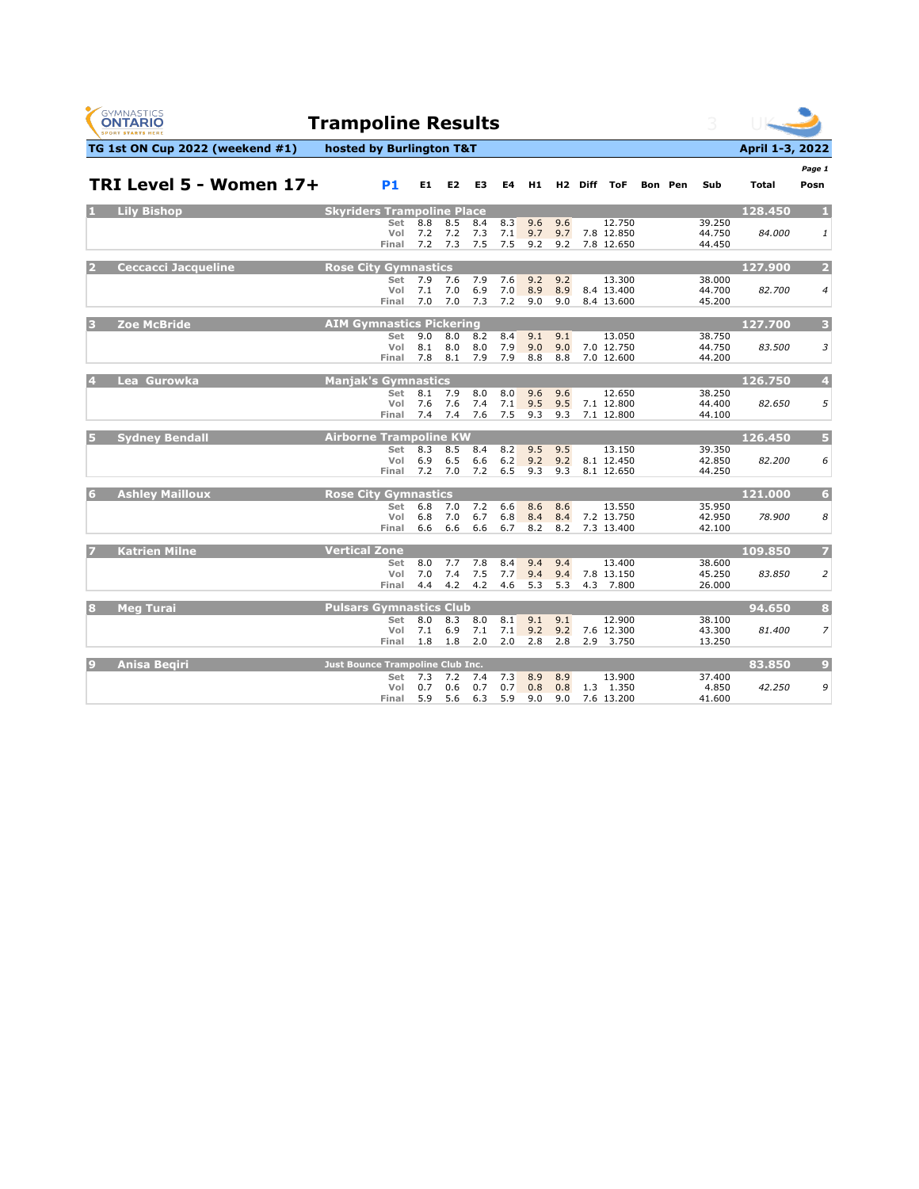# Trampoline Results

**TG 1st ON Cup 2022 (weekend #1)** — **hosted by Burlington T&T** — **April 1-3, 2022**

## TRI Level 5 - Women 17+

**P1**

| # | Name | Club | Routine | E1 | E2 | E3 | E4 | H1 | H2 | Diff | ToF | Bon | Pen | Sub | Total | Posn |
|---|---|---|---|---|---|---|---|---|---|---|---|---|---|---|---|---|
| 1 | Lily Bishop | Skyriders Trampoline Place | | | | | | | | | | | | | 128.450 | 1 |
| | | | Set | 8.8 | 8.5 | 8.4 | 8.3 | 9.6 | 9.6 | | 12.750 | | | 39.250 | | |
| | | | Vol | 7.2 | 7.2 | 7.3 | 7.1 | 9.7 | 9.7 | 7.8 | 12.850 | | | 44.750 | *84.000* | *1* |
| | | | Final | 7.2 | 7.3 | 7.5 | 7.5 | 9.2 | 9.2 | 7.8 | 12.650 | | | 44.450 | | |
| 2 | Ceccacci Jacqueline | Rose City Gymnastics | | | | | | | | | | | | | 127.900 | 2 |
| | | | Set | 7.9 | 7.6 | 7.9 | 7.6 | 9.2 | 9.2 | | 13.300 | | | 38.000 | | |
| | | | Vol | 7.1 | 7.0 | 6.9 | 7.0 | 8.9 | 8.9 | 8.4 | 13.400 | | | 44.700 | *82.700* | *4* |
| | | | Final | 7.0 | 7.0 | 7.3 | 7.2 | 9.0 | 9.0 | 8.4 | 13.600 | | | 45.200 | | |
| 3 | Zoe McBride | AIM Gymnastics Pickering | | | | | | | | | | | | | 127.700 | 3 |
| | | | Set | 9.0 | 8.0 | 8.2 | 8.4 | 9.1 | 9.1 | | 13.050 | | | 38.750 | | |
| | | | Vol | 8.1 | 8.0 | 8.0 | 7.9 | 9.0 | 9.0 | 7.0 | 12.750 | | | 44.750 | *83.500* | *3* |
| | | | Final | 7.8 | 8.1 | 7.9 | 7.9 | 8.8 | 8.8 | 7.0 | 12.600 | | | 44.200 | | |
| 4 | Lea Gurowka | Manjak's Gymnastics | | | | | | | | | | | | | 126.750 | 4 |
| | | | Set | 8.1 | 7.9 | 8.0 | 8.0 | 9.6 | 9.6 | | 12.650 | | | 38.250 | | |
| | | | Vol | 7.6 | 7.6 | 7.4 | 7.1 | 9.5 | 9.5 | 7.1 | 12.800 | | | 44.400 | *82.650* | *5* |
| | | | Final | 7.4 | 7.4 | 7.6 | 7.5 | 9.3 | 9.3 | 7.1 | 12.800 | | | 44.100 | | |
| 5 | Sydney Bendall | Airborne Trampoline KW | | | | | | | | | | | | | 126.450 | 5 |
| | | | Set | 8.3 | 8.5 | 8.4 | 8.2 | 9.5 | 9.5 | | 13.150 | | | 39.350 | | |
| | | | Vol | 6.9 | 6.5 | 6.6 | 6.2 | 9.2 | 9.2 | 8.1 | 12.450 | | | 42.850 | *82.200* | *6* |
| | | | Final | 7.2 | 7.0 | 7.2 | 6.5 | 9.3 | 9.3 | 8.1 | 12.650 | | | 44.250 | | |
| 6 | Ashley Mailloux | Rose City Gymnastics | | | | | | | | | | | | | 121.000 | 6 |
| | | | Set | 6.8 | 7.0 | 7.2 | 6.6 | 8.6 | 8.6 | | 13.550 | | | 35.950 | | |
| | | | Vol | 6.8 | 7.0 | 6.7 | 6.8 | 8.4 | 8.4 | 7.2 | 13.750 | | | 42.950 | *78.900* | *8* |
| | | | Final | 6.6 | 6.6 | 6.6 | 6.7 | 8.2 | 8.2 | 7.3 | 13.400 | | | 42.100 | | |
| 7 | Katrien Milne | Vertical Zone | | | | | | | | | | | | | 109.850 | 7 |
| | | | Set | 8.0 | 7.7 | 7.8 | 8.4 | 9.4 | 9.4 | | 13.400 | | | 38.600 | | |
| | | | Vol | 7.0 | 7.4 | 7.5 | 7.7 | 9.4 | 9.4 | 7.8 | 13.150 | | | 45.250 | *83.850* | *2* |
| | | | Final | 4.4 | 4.2 | 4.2 | 4.6 | 5.3 | 5.3 | 4.3 | 7.800 | | | 26.000 | | |
| 8 | Meg Turai | Pulsars Gymnastics Club | | | | | | | | | | | | | 94.650 | 8 |
| | | | Set | 8.0 | 8.3 | 8.0 | 8.1 | 9.1 | 9.1 | | 12.900 | | | 38.100 | | |
| | | | Vol | 7.1 | 6.9 | 7.1 | 7.1 | 9.2 | 9.2 | 7.6 | 12.300 | | | 43.300 | *81.400* | *7* |
| | | | Final | 1.8 | 1.8 | 2.0 | 2.0 | 2.8 | 2.8 | 2.9 | 3.750 | | | 13.250 | | |
| 9 | Anisa Beqiri | Just Bounce Trampoline Club Inc. | | | | | | | | | | | | | 83.850 | 9 |
| | | | Set | 7.3 | 7.2 | 7.4 | 7.3 | 8.9 | 8.9 | | 13.900 | | | 37.400 | | |
| | | | Vol | 0.7 | 0.6 | 0.7 | 0.7 | 0.8 | 0.8 | 1.3 | 1.350 | | | 4.850 | *42.250* | *9* |
| | | | Final | 5.9 | 5.6 | 6.3 | 5.9 | 9.0 | 9.0 | 7.6 | 13.200 | | | 41.600 | | |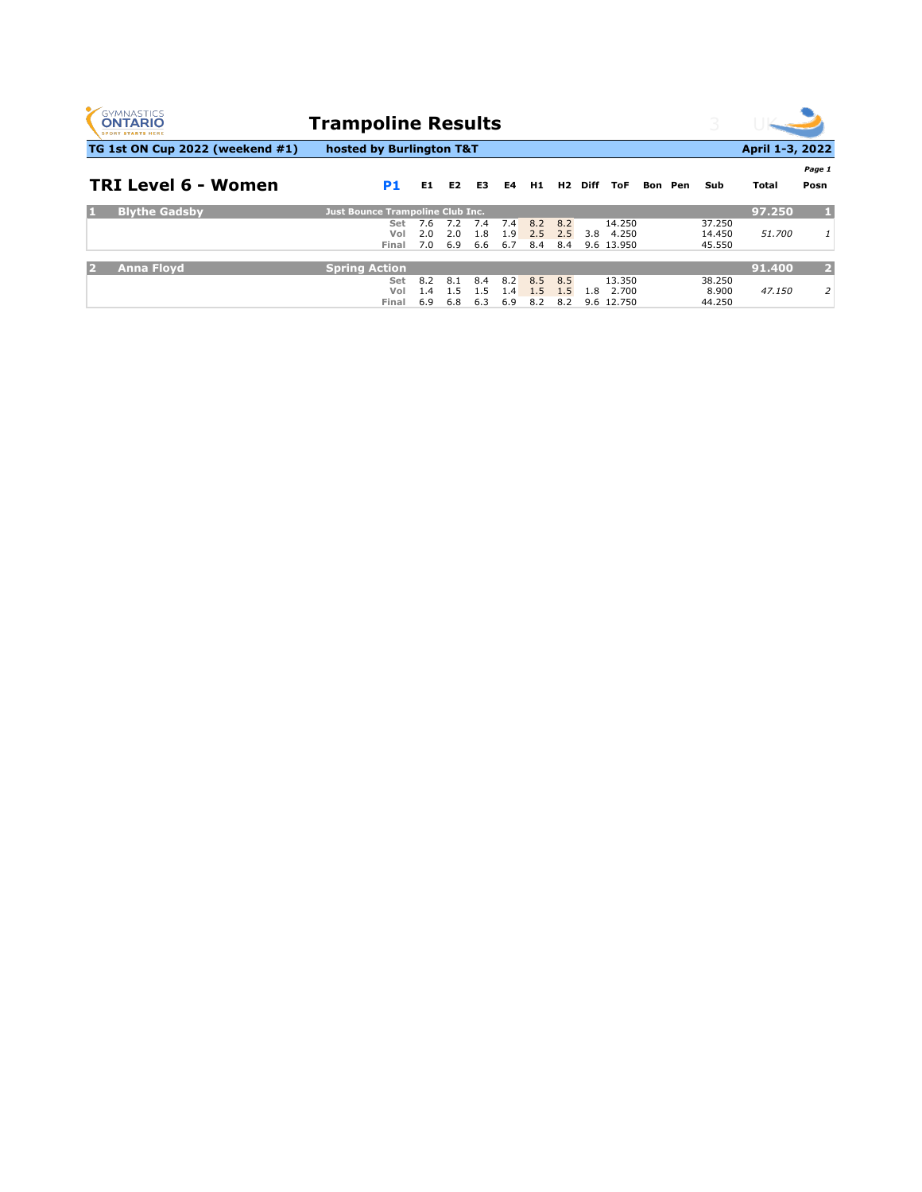# Trampoline Results

**TG 1st ON Cup 2022 (weekend #1)** | **hosted by Burlington T&T** | **April 1-3, 2022**

## TRI Level 6 - Women

| P1 | | | E1 | E2 | E3 | E4 | H1 | H2 | Diff | ToF | Bon | Pen | Sub | Total | Posn |
|---|---|---|---|---|---|---|---|---|---|---|---|---|---|---|---|
| **1** | **Blythe Gadsby** | **Just Bounce Trampoline Club Inc.** | | | | | | | | | | | | **97.250** | **1** |
| | | Set | 7.6 | 7.2 | 7.4 | 7.4 | 8.2 | 8.2 | | 14.250 | | | 37.250 | | |
| | | Vol | 2.0 | 2.0 | 1.8 | 1.9 | 2.5 | 2.5 | 3.8 | 4.250 | | | 14.450 | *51.700* | *1* |
| | | Final | 7.0 | 6.9 | 6.6 | 6.7 | 8.4 | 8.4 | 9.6 | 13.950 | | | 45.550 | | |
| **2** | **Anna Floyd** | **Spring Action** | | | | | | | | | | | | **91.400** | **2** |
| | | Set | 8.2 | 8.1 | 8.4 | 8.2 | 8.5 | 8.5 | | 13.350 | | | 38.250 | | |
| | | Vol | 1.4 | 1.5 | 1.5 | 1.4 | 1.5 | 1.5 | 1.8 | 2.700 | | | 8.900 | *47.150* | *2* |
| | | Final | 6.9 | 6.8 | 6.3 | 6.9 | 8.2 | 8.2 | 9.6 | 12.750 | | | 44.250 | | |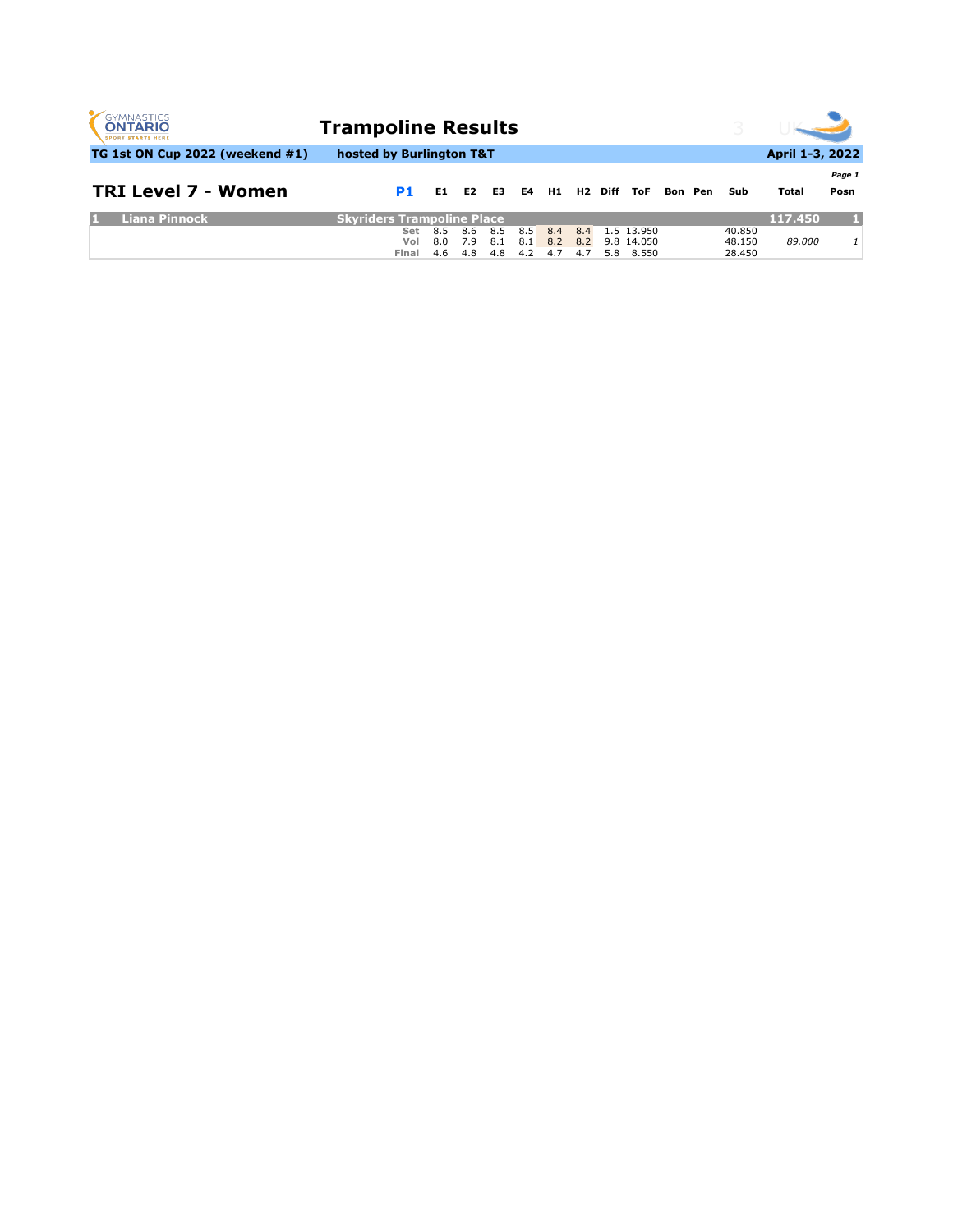# Trampoline Results

**TG 1st ON Cup 2022 (weekend #1)** | **hosted by Burlington T&T** | **April 1-3, 2022**

*Page 1*

## TRI Level 7 - Women

| P1 | | | E1 | E2 | E3 | E4 | H1 | H2 | Diff | ToF | Bon | Pen | Sub | Total | Posn |
|---|---|---|---|---|---|---|---|---|---|---|---|---|---|---|---|
| 1 | Liana Pinnock | Skyriders Trampoline Place | | | | | | | | | | | | 117.450 | 1 |
| | | Set | 8.5 | 8.6 | 8.5 | 8.5 | 8.4 | 8.4 | 1.5 | 13.950 | | | 40.850 | | |
| | | Vol | 8.0 | 7.9 | 8.1 | 8.1 | 8.2 | 8.2 | 9.8 | 14.050 | | | 48.150 | *89.000* | *1* |
| | | Final | 4.6 | 4.8 | 4.8 | 4.2 | 4.7 | 4.7 | 5.8 | 8.550 | | | 28.450 | | |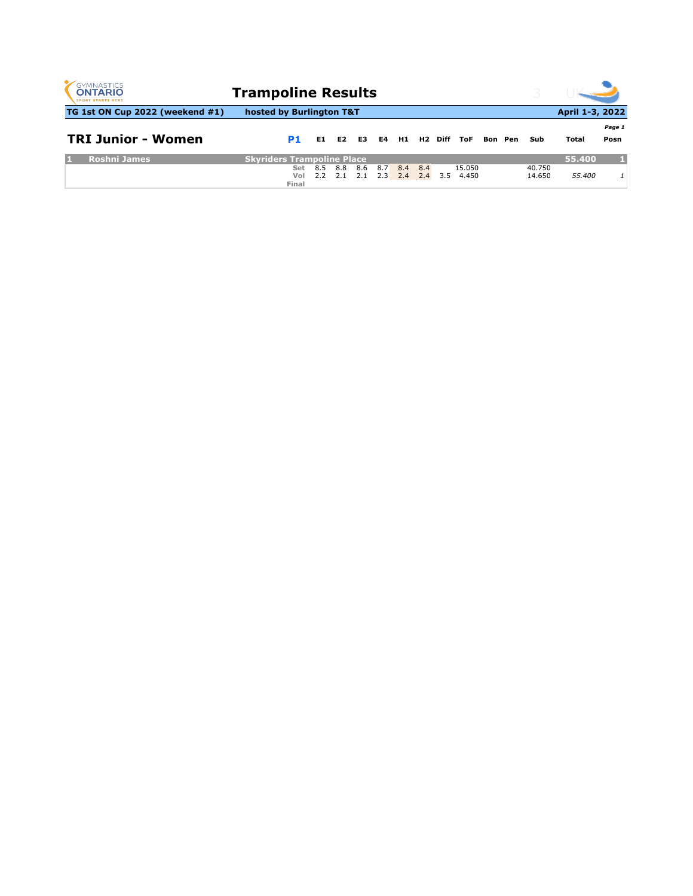# Trampoline Results

**TG 1st ON Cup 2022 (weekend #1)** | **hosted by Burlington T&T** | **April 1-3, 2022**

## TRI Junior - Women

| | | P1 | E1 | E2 | E3 | E4 | H1 | H2 | Diff | ToF | Bon | Pen | Sub | Total | Posn |
|---|---|---|---|---|---|---|---|---|---|---|---|---|---|---|---|
| 1 | Roshni James | Skyriders Trampoline Place | | | | | | | | | | | | 55.400 | 1 |
| | | Set | 8.5 | 8.8 | 8.6 | 8.7 | 8.4 | 8.4 | | 15.050 | | | 40.750 | | |
| | | Vol | 2.2 | 2.1 | 2.1 | 2.3 | 2.4 | 2.4 | 3.5 | 4.450 | | | 14.650 | *55.400* | *1* |
| | | Final | | | | | | | | | | | | | |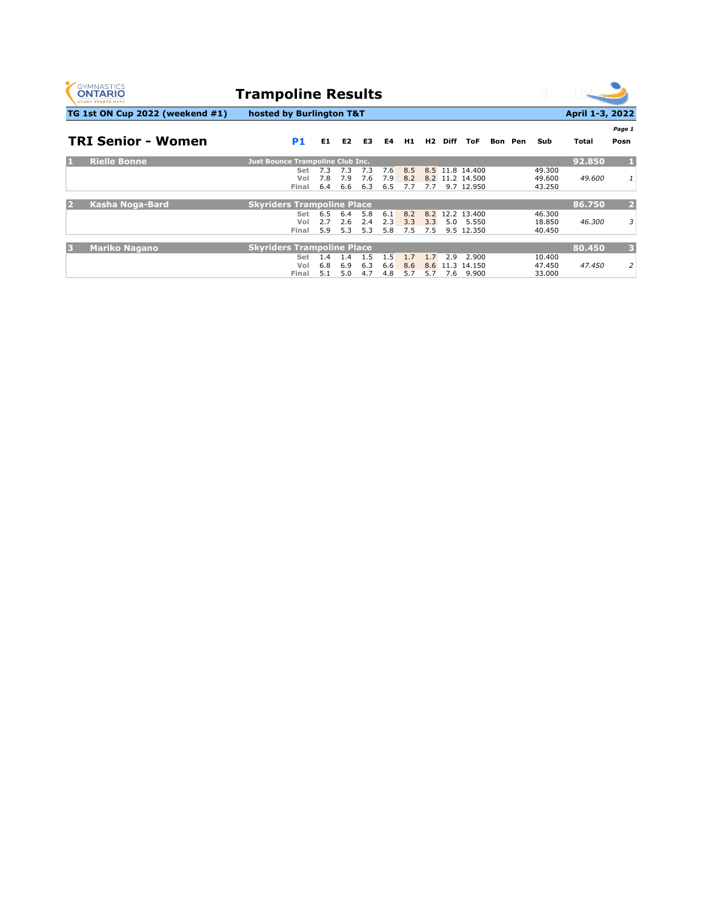# Trampoline Results

**TG 1st ON Cup 2022 (weekend #1)** | **hosted by Burlington T&T** | **April 1-3, 2022**

## TRI Senior - Women

**P1**

| Rank | Name | Club / Routine | E1 | E2 | E3 | E4 | H1 | H2 | Diff | ToF | Bon | Pen | Sub | Total | Posn |
|---|---|---|---|---|---|---|---|---|---|---|---|---|---|---|---|
| 1 | Rielle Bonne | Just Bounce Trampoline Club Inc. | | | | | | | | | | | | 92.850 | 1 |
| | | Set | 7.3 | 7.3 | 7.3 | 7.6 | 8.5 | 8.5 | 11.8 | 14.400 | | | 49.300 | | |
| | | Vol | 7.8 | 7.9 | 7.6 | 7.9 | 8.2 | 8.2 | 11.2 | 14.500 | | | 49.600 | *49.600* | *1* |
| | | Final | 6.4 | 6.6 | 6.3 | 6.5 | 7.7 | 7.7 | 9.7 | 12.950 | | | 43.250 | | |
| 2 | Kasha Noga-Bard | Skyriders Trampoline Place | | | | | | | | | | | | 86.750 | 2 |
| | | Set | 6.5 | 6.4 | 5.8 | 6.1 | 8.2 | 8.2 | 12.2 | 13.400 | | | 46.300 | | |
| | | Vol | 2.7 | 2.6 | 2.4 | 2.3 | 3.3 | 3.3 | 5.0 | 5.550 | | | 18.850 | *46.300* | *3* |
| | | Final | 5.9 | 5.3 | 5.3 | 5.8 | 7.5 | 7.5 | 9.5 | 12.350 | | | 40.450 | | |
| 3 | Mariko Nagano | Skyriders Trampoline Place | | | | | | | | | | | | 80.450 | 3 |
| | | Set | 1.4 | 1.4 | 1.5 | 1.5 | 1.7 | 1.7 | 2.9 | 2.900 | | | 10.400 | | |
| | | Vol | 6.8 | 6.9 | 6.3 | 6.6 | 8.6 | 8.6 | 11.3 | 14.150 | | | 47.450 | *47.450* | *2* |
| | | Final | 5.1 | 5.0 | 4.7 | 4.8 | 5.7 | 5.7 | 7.6 | 9.900 | | | 33.000 | | |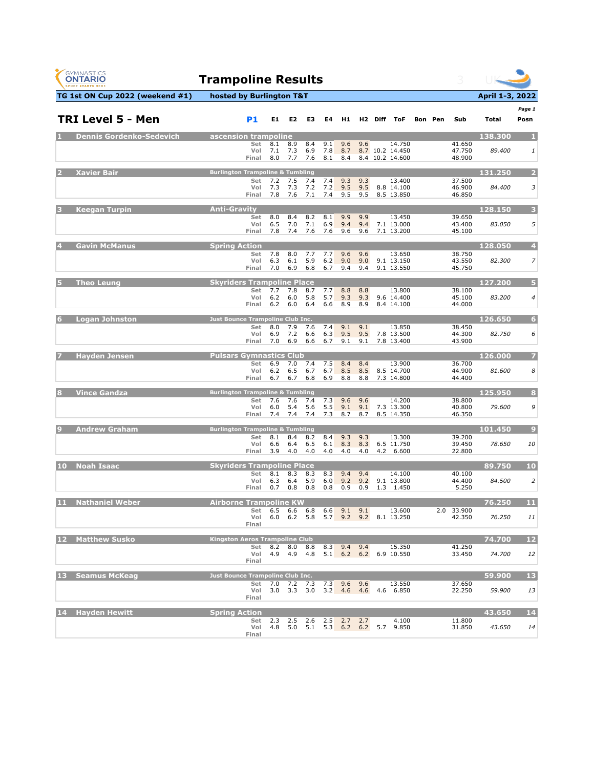# Trampoline Results

**TG 1st ON Cup 2022 (weekend #1)** — hosted by Burlington T&T — **April 1-3, 2022**

## TRI Level 5 - Men

| Rank | Name | Club | Routine | E1 | E2 | E3 | E4 | H1 | H2 | Diff | ToF | Bon | Pen | Sub | Total | Posn |
|---|---|---|---|---|---|---|---|---|---|---|---|---|---|---|---|---|
| 1 | Dennis Gordenko-Sedevich | ascension trampoline | | | | | | | | | | | | | 138.300 | 1 |
| | | | Set | 8.1 | 8.9 | 8.4 | 9.1 | 9.6 | 9.6 | | 14.750 | | | 41.650 | | |
| | | | Vol | 7.1 | 7.3 | 6.9 | 7.8 | 8.7 | 8.7 | 10.2 | 14.450 | | | 47.750 | 89.400 | 1 |
| | | | Final | 8.0 | 7.7 | 7.6 | 8.1 | 8.4 | 8.4 | 10.2 | 14.600 | | | 48.900 | | |
| 2 | Xavier Bair | Burlington Trampoline & Tumbling | | | | | | | | | | | | | 131.250 | 2 |
| | | | Set | 7.2 | 7.5 | 7.4 | 7.4 | 9.3 | 9.3 | | 13.400 | | | 37.500 | | |
| | | | Vol | 7.3 | 7.3 | 7.2 | 7.2 | 9.5 | 9.5 | 8.8 | 14.100 | | | 46.900 | 84.400 | 3 |
| | | | Final | 7.8 | 7.6 | 7.1 | 7.4 | 9.5 | 9.5 | 8.5 | 13.850 | | | 46.850 | | |
| 3 | Keegan Turpin | Anti-Gravity | | | | | | | | | | | | | 128.150 | 3 |
| | | | Set | 8.0 | 8.4 | 8.2 | 8.1 | 9.9 | 9.9 | | 13.450 | | | 39.650 | | |
| | | | Vol | 6.5 | 7.0 | 7.1 | 6.9 | 9.4 | 9.4 | 7.1 | 13.000 | | | 43.400 | 83.050 | 5 |
| | | | Final | 7.8 | 7.4 | 7.6 | 7.6 | 9.6 | 9.6 | 7.1 | 13.200 | | | 45.100 | | |
| 4 | Gavin McManus | Spring Action | | | | | | | | | | | | | 128.050 | 4 |
| | | | Set | 7.8 | 8.0 | 7.7 | 7.7 | 9.6 | 9.6 | | 13.650 | | | 38.750 | | |
| | | | Vol | 6.3 | 6.1 | 5.9 | 6.2 | 9.0 | 9.0 | 9.1 | 13.150 | | | 43.550 | 82.300 | 7 |
| | | | Final | 7.0 | 6.9 | 6.8 | 6.7 | 9.4 | 9.4 | 9.1 | 13.550 | | | 45.750 | | |
| 5 | Theo Leung | Skyriders Trampoline Place | | | | | | | | | | | | | 127.200 | 5 |
| | | | Set | 7.7 | 7.8 | 8.7 | 7.7 | 8.8 | 8.8 | | 13.800 | | | 38.100 | | |
| | | | Vol | 6.2 | 6.0 | 5.8 | 5.7 | 9.3 | 9.3 | 9.6 | 14.400 | | | 45.100 | 83.200 | 4 |
| | | | Final | 6.2 | 6.0 | 6.4 | 6.6 | 8.9 | 8.9 | 8.4 | 14.100 | | | 44.000 | | |
| 6 | Logan Johnston | Just Bounce Trampoline Club Inc. | | | | | | | | | | | | | 126.650 | 6 |
| | | | Set | 8.0 | 7.9 | 7.6 | 7.4 | 9.1 | 9.1 | | 13.850 | | | 38.450 | | |
| | | | Vol | 6.9 | 7.2 | 6.6 | 6.3 | 9.5 | 9.5 | 7.8 | 13.500 | | | 44.300 | 82.750 | 6 |
| | | | Final | 7.0 | 6.9 | 6.6 | 6.7 | 9.1 | 9.1 | 7.8 | 13.400 | | | 43.900 | | |
| 7 | Hayden Jensen | Pulsars Gymnastics Club | | | | | | | | | | | | | 126.000 | 7 |
| | | | Set | 6.9 | 7.0 | 7.4 | 7.5 | 8.4 | 8.4 | | 13.900 | | | 36.700 | | |
| | | | Vol | 6.2 | 6.5 | 6.7 | 6.7 | 8.5 | 8.5 | 8.5 | 14.700 | | | 44.900 | 81.600 | 8 |
| | | | Final | 6.7 | 6.7 | 6.8 | 6.9 | 8.8 | 8.8 | 7.3 | 14.800 | | | 44.400 | | |
| 8 | Vince Gandza | Burlington Trampoline & Tumbling | | | | | | | | | | | | | 125.950 | 8 |
| | | | Set | 7.6 | 7.6 | 7.4 | 7.3 | 9.6 | 9.6 | | 14.200 | | | 38.800 | | |
| | | | Vol | 6.0 | 5.4 | 5.6 | 5.5 | 9.1 | 9.1 | 7.3 | 13.300 | | | 40.800 | 79.600 | 9 |
| | | | Final | 7.4 | 7.4 | 7.4 | 7.3 | 8.7 | 8.7 | 8.5 | 14.350 | | | 46.350 | | |
| 9 | Andrew Graham | Burlington Trampoline & Tumbling | | | | | | | | | | | | | 101.450 | 9 |
| | | | Set | 8.1 | 8.4 | 8.2 | 8.4 | 9.3 | 9.3 | | 13.300 | | | 39.200 | | |
| | | | Vol | 6.6 | 6.4 | 6.5 | 6.1 | 8.3 | 8.3 | 6.5 | 11.750 | | | 39.450 | 78.650 | 10 |
| | | | Final | 3.9 | 4.0 | 4.0 | 4.0 | 4.0 | 4.0 | 4.2 | 6.600 | | | 22.800 | | |
| 10 | Noah Isaac | Skyriders Trampoline Place | | | | | | | | | | | | | 89.750 | 10 |
| | | | Set | 8.1 | 8.3 | 8.3 | 8.3 | 9.4 | 9.4 | | 14.100 | | | 40.100 | | |
| | | | Vol | 6.3 | 6.4 | 5.9 | 6.0 | 9.2 | 9.2 | 9.1 | 13.800 | | | 44.400 | 84.500 | 2 |
| | | | Final | 0.7 | 0.8 | 0.8 | 0.8 | 0.9 | 0.9 | 1.3 | 1.450 | | | 5.250 | | |
| 11 | Nathaniel Weber | Airborne Trampoline KW | | | | | | | | | | | | | 76.250 | 11 |
| | | | Set | 6.5 | 6.6 | 6.8 | 6.6 | 9.1 | 9.1 | | 13.600 | | 2.0 | 33.900 | | |
| | | | Vol | 6.0 | 6.2 | 5.8 | 5.7 | 9.2 | 9.2 | 8.1 | 13.250 | | | 42.350 | 76.250 | 11 |
| | | | Final | | | | | | | | | | | | | |
| 12 | Matthew Susko | Kingston Aeros Trampoline Club | | | | | | | | | | | | | 74.700 | 12 |
| | | | Set | 8.2 | 8.0 | 8.8 | 8.3 | 9.4 | 9.4 | | 15.350 | | | 41.250 | | |
| | | | Vol | 4.9 | 4.9 | 4.8 | 5.1 | 6.2 | 6.2 | 6.9 | 10.550 | | | 33.450 | 74.700 | 12 |
| | | | Final | | | | | | | | | | | | | |
| 13 | Seamus McKeag | Just Bounce Trampoline Club Inc. | | | | | | | | | | | | | 59.900 | 13 |
| | | | Set | 7.0 | 7.2 | 7.3 | 7.3 | 9.6 | 9.6 | | 13.550 | | | 37.650 | | |
| | | | Vol | 3.0 | 3.3 | 3.0 | 3.2 | 4.6 | 4.6 | 4.6 | 6.850 | | | 22.250 | 59.900 | 13 |
| | | | Final | | | | | | | | | | | | | |
| 14 | Hayden Hewitt | Spring Action | | | | | | | | | | | | | 43.650 | 14 |
| | | | Set | 2.3 | 2.5 | 2.6 | 2.5 | 2.7 | 2.7 | | 4.100 | | | 11.800 | | |
| | | | Vol | 4.8 | 5.0 | 5.1 | 5.3 | 6.2 | 6.2 | 5.7 | 9.850 | | | 31.850 | 43.650 | 14 |
| | | | Final | | | | | | | | | | | | | |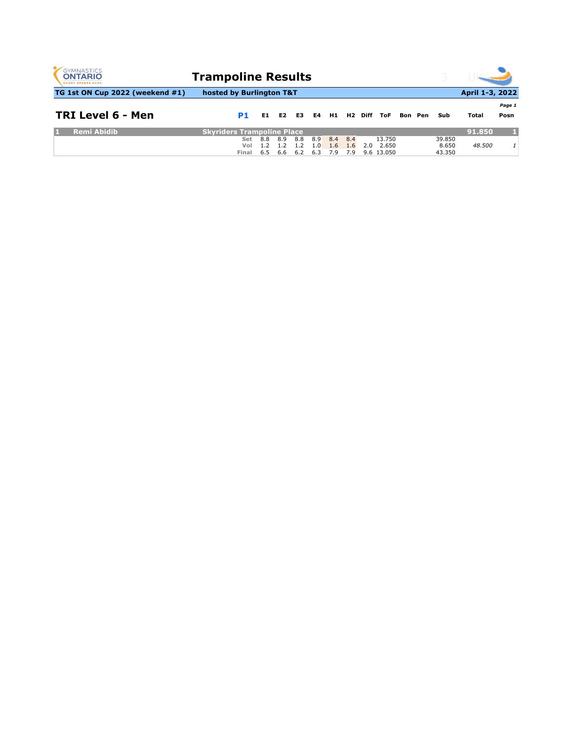GYMNASTICS ONTARIO — SPORT STARTS HERE

# Trampoline Results

**TG 1st ON Cup 2022 (weekend #1)** | **hosted by Burlington T&T** | **April 1-3, 2022**

*Page 1*

## TRI Level 6 - Men

| P1 | | E1 | E2 | E3 | E4 | H1 | H2 | Diff | ToF | Bon | Pen | Sub | Total | Posn |
|---|---|---|---|---|---|---|---|---|---|---|---|---|---|---|
| **1 Remi Abidib** | **Skyriders Trampoline Place** | | | | | | | | | | | | **91.850** | **1** |
| | Set | 8.8 | 8.9 | 8.8 | 8.9 | 8.4 | 8.4 | | 13.750 | | | 39.850 | | |
| | Vol | 1.2 | 1.2 | 1.2 | 1.0 | 1.6 | 1.6 | 2.0 | 2.650 | | | 8.650 | *48.500* | *1* |
| | Final | 6.5 | 6.6 | 6.2 | 6.3 | 7.9 | 7.9 | 9.6 | 13.050 | | | 43.350 | | |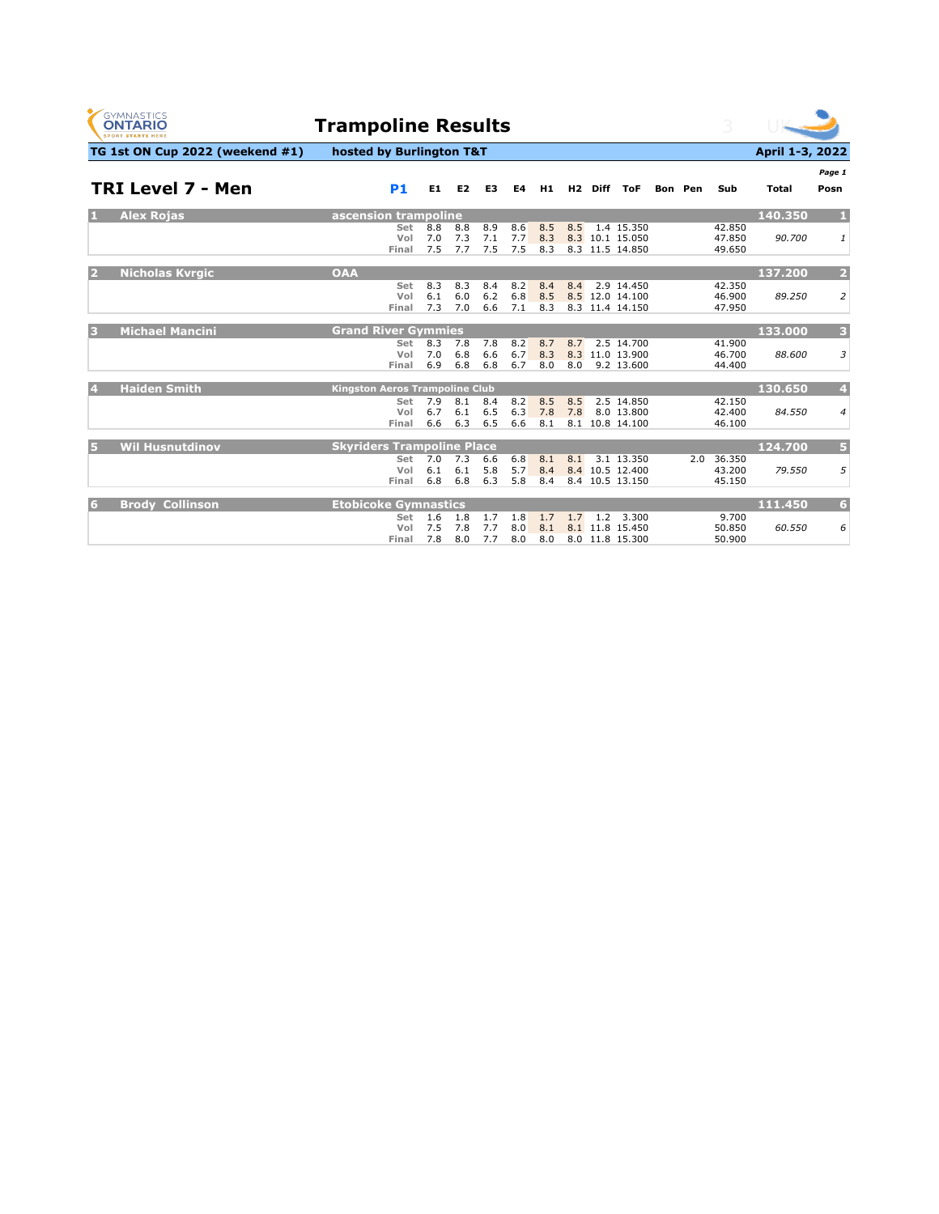# Trampoline Results

**TG 1st ON Cup 2022 (weekend #1)** — hosted by Burlington T&T — **April 1-3, 2022**

## TRI Level 7 - Men

P1

| # | Name | Club | Routine | E1 | E2 | E3 | E4 | H1 | H2 | Diff | ToF | Bon | Pen | Sub | Total | Posn |
|---|---|---|---|---|---|---|---|---|---|---|---|---|---|---|---|---|
| 1 | Alex Rojas | ascension trampoline | | | | | | | | | | | | | 140.350 | 1 |
| | | | Set | 8.8 | 8.8 | 8.9 | 8.6 | 8.5 | 8.5 | 1.4 | 15.350 | | | 42.850 | | |
| | | | Vol | 7.0 | 7.3 | 7.1 | 7.7 | 8.3 | 8.3 | 10.1 | 15.050 | | | 47.850 | *90.700* | *1* |
| | | | Final | 7.5 | 7.7 | 7.5 | 7.5 | 8.3 | 8.3 | 11.5 | 14.850 | | | 49.650 | | |
| 2 | Nicholas Kvrgic | OAA | | | | | | | | | | | | | 137.200 | 2 |
| | | | Set | 8.3 | 8.3 | 8.4 | 8.2 | 8.4 | 8.4 | 2.9 | 14.450 | | | 42.350 | | |
| | | | Vol | 6.1 | 6.0 | 6.2 | 6.8 | 8.5 | 8.5 | 12.0 | 14.100 | | | 46.900 | *89.250* | *2* |
| | | | Final | 7.3 | 7.0 | 6.6 | 7.1 | 8.3 | 8.3 | 11.4 | 14.150 | | | 47.950 | | |
| 3 | Michael Mancini | Grand River Gymmies | | | | | | | | | | | | | 133.000 | 3 |
| | | | Set | 8.3 | 7.8 | 7.8 | 8.2 | 8.7 | 8.7 | 2.5 | 14.700 | | | 41.900 | | |
| | | | Vol | 7.0 | 6.8 | 6.6 | 6.7 | 8.3 | 8.3 | 11.0 | 13.900 | | | 46.700 | *88.600* | *3* |
| | | | Final | 6.9 | 6.8 | 6.8 | 6.7 | 8.0 | 8.0 | 9.2 | 13.600 | | | 44.400 | | |
| 4 | Haiden Smith | Kingston Aeros Trampoline Club | | | | | | | | | | | | | 130.650 | 4 |
| | | | Set | 7.9 | 8.1 | 8.4 | 8.2 | 8.5 | 8.5 | 2.5 | 14.850 | | | 42.150 | | |
| | | | Vol | 6.7 | 6.1 | 6.5 | 6.3 | 7.8 | 7.8 | 8.0 | 13.800 | | | 42.400 | *84.550* | *4* |
| | | | Final | 6.6 | 6.3 | 6.5 | 6.6 | 8.1 | 8.1 | 10.8 | 14.100 | | | 46.100 | | |
| 5 | Wil Husnutdinov | Skyriders Trampoline Place | | | | | | | | | | | | | 124.700 | 5 |
| | | | Set | 7.0 | 7.3 | 6.6 | 6.8 | 8.1 | 8.1 | 3.1 | 13.350 | | 2.0 | 36.350 | | |
| | | | Vol | 6.1 | 6.1 | 5.8 | 5.7 | 8.4 | 8.4 | 10.5 | 12.400 | | | 43.200 | *79.550* | *5* |
| | | | Final | 6.8 | 6.8 | 6.3 | 5.8 | 8.4 | 8.4 | 10.5 | 13.150 | | | 45.150 | | |
| 6 | Brody Collinson | Etobicoke Gymnastics | | | | | | | | | | | | | 111.450 | 6 |
| | | | Set | 1.6 | 1.8 | 1.7 | 1.8 | 1.7 | 1.7 | 1.2 | 3.300 | | | 9.700 | | |
| | | | Vol | 7.5 | 7.8 | 7.7 | 8.0 | 8.1 | 8.1 | 11.8 | 15.450 | | | 50.850 | *60.550* | *6* |
| | | | Final | 7.8 | 8.0 | 7.7 | 8.0 | 8.0 | 8.0 | 11.8 | 15.300 | | | 50.900 | | |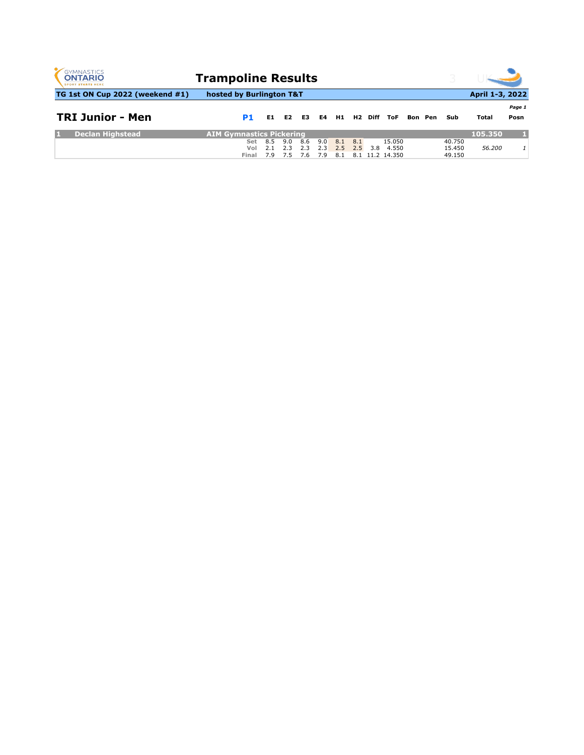# Trampoline Results

**TG 1st ON Cup 2022 (weekend #1)** **hosted by Burlington T&T** **April 1-3, 2022**

## TRI Junior - Men

| | | P1 | E1 | E2 | E3 | E4 | H1 | H2 | Diff | ToF | Bon | Pen | Sub | Total | Posn |
|---|---|---|---|---|---|---|---|---|---|---|---|---|---|---|---|
| 1 | **Declan Highstead** | **AIM Gymnastics Pickering** | | | | | | | | | | | | **105.350** | **1** |
| | | Set | 8.5 | 9.0 | 8.6 | 9.0 | 8.1 | 8.1 | | 15.050 | | | 40.750 | | |
| | | Vol | 2.1 | 2.3 | 2.3 | 2.3 | 2.5 | 2.5 | 3.8 | 4.550 | | | 15.450 | *56.200* | *1* |
| | | Final | 7.9 | 7.5 | 7.6 | 7.9 | 8.1 | 8.1 | 11.2 | 14.350 | | | 49.150 | | |